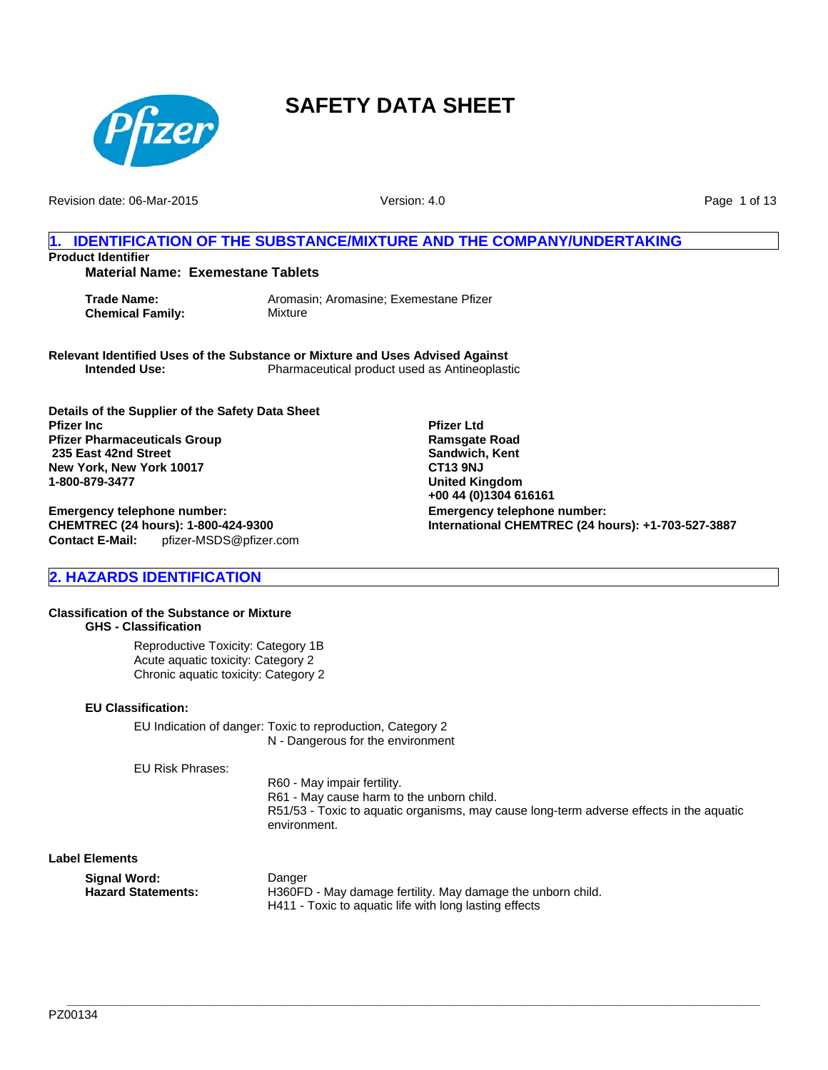# SAFETY DATA SHEET

Revision date: 06-Mar-2015

Version: 4.0

## 1. IDENTIFICATION OF THE SUBSTANCE/MIXTURE AND THE COMPANY/UNDERTAKING

**Product Identifier**

**Material Name: Exemestane Tablets**

**Trade Name:** Aromasin; Aromasine; Exemestane Pfizer
**Chemical Family:** Mixture

**Relevant Identified Uses of the Substance or Mixture and Uses Advised Against**
**Intended Use:** Pharmaceutical product used as Antineoplastic

**Details of the Supplier of the Safety Data Sheet**

**Pfizer Inc**
**Pfizer Pharmaceuticals Group**
**235 East 42nd Street**
**New York, New York 10017**
**1-800-879-3477**

**Emergency telephone number:**
**CHEMTREC (24 hours): 1-800-424-9300**
**Contact E-Mail:** pfizer-MSDS@pfizer.com

**Pfizer Ltd**
**Ramsgate Road**
**Sandwich, Kent**
**CT13 9NJ**
**United Kingdom**
**+00 44 (0)1304 616161**

**Emergency telephone number:**
**International CHEMTREC (24 hours): +1-703-527-3887**

## 2. HAZARDS IDENTIFICATION

**Classification of the Substance or Mixture**

**GHS - Classification**

Reproductive Toxicity: Category 1B
Acute aquatic toxicity: Category 2
Chronic aquatic toxicity: Category 2

**EU Classification:**

EU Indication of danger: Toxic to reproduction, Category 2
N - Dangerous for the environment

EU Risk Phrases:

R60 - May impair fertility.
R61 - May cause harm to the unborn child.
R51/53 - Toxic to aquatic organisms, may cause long-term adverse effects in the aquatic environment.

**Label Elements**

**Signal Word:** Danger
**Hazard Statements:** H360FD - May damage fertility. May damage the unborn child.
H411 - Toxic to aquatic life with long lasting effects

PZ00134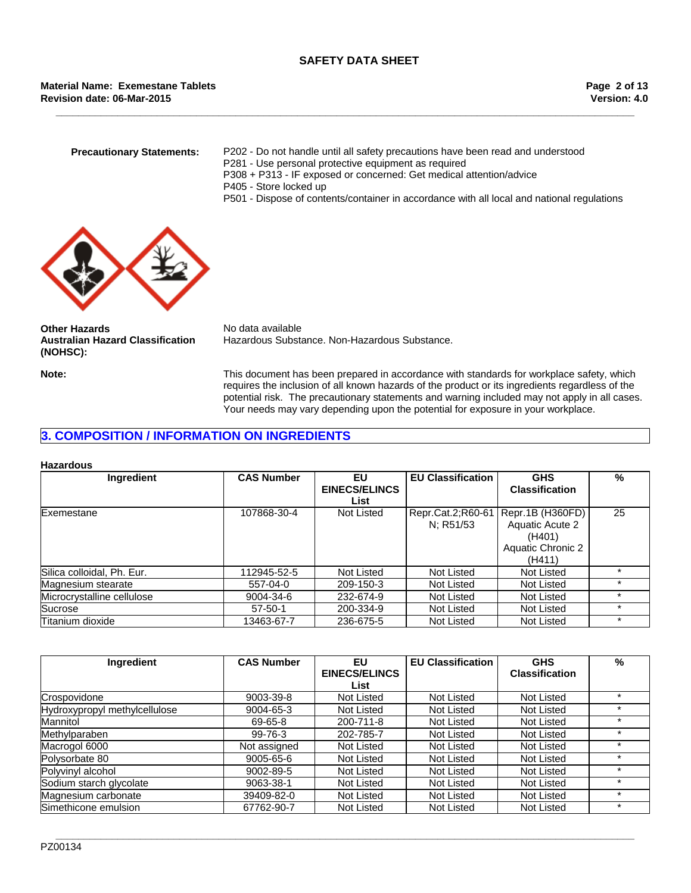**Precautionary Statements:**

P202 - Do not handle until all safety precautions have been read and understood
P281 - Use personal protective equipment as required
P308 + P313 - IF exposed or concerned: Get medical attention/advice
P405 - Store locked up
P501 - Dispose of contents/container in accordance with all local and national regulations

**Other Hazards** No data available

**Australian Hazard Classification (NOHSC):** Hazardous Substance. Non-Hazardous Substance.

**Note:** This document has been prepared in accordance with standards for workplace safety, which requires the inclusion of all known hazards of the product or its ingredients regardless of the potential risk. The precautionary statements and warning included may not apply in all cases. Your needs may vary depending upon the potential for exposure in your workplace.

## 3. COMPOSITION / INFORMATION ON INGREDIENTS

**Hazardous**

| Ingredient | CAS Number | EU EINECS/ELINCS List | EU Classification | GHS Classification | % |
|---|---|---|---|---|---|
| Exemestane | 107868-30-4 | Not Listed | Repr.Cat.2;R60-61 N; R51/53 | Repr.1B (H360FD) Aquatic Acute 2 (H401) Aquatic Chronic 2 (H411) | 25 |
| Silica colloidal, Ph. Eur. | 112945-52-5 | Not Listed | Not Listed | Not Listed | * |
| Magnesium stearate | 557-04-0 | 209-150-3 | Not Listed | Not Listed | * |
| Microcrystalline cellulose | 9004-34-6 | 232-674-9 | Not Listed | Not Listed | * |
| Sucrose | 57-50-1 | 200-334-9 | Not Listed | Not Listed | * |
| Titanium dioxide | 13463-67-7 | 236-675-5 | Not Listed | Not Listed | * |

| Ingredient | CAS Number | EU EINECS/ELINCS List | EU Classification | GHS Classification | % |
|---|---|---|---|---|---|
| Crospovidone | 9003-39-8 | Not Listed | Not Listed | Not Listed | * |
| Hydroxypropyl methylcellulose | 9004-65-3 | Not Listed | Not Listed | Not Listed | * |
| Mannitol | 69-65-8 | 200-711-8 | Not Listed | Not Listed | * |
| Methylparaben | 99-76-3 | 202-785-7 | Not Listed | Not Listed | * |
| Macrogol 6000 | Not assigned | Not Listed | Not Listed | Not Listed | * |
| Polysorbate 80 | 9005-65-6 | Not Listed | Not Listed | Not Listed | * |
| Polyvinyl alcohol | 9002-89-5 | Not Listed | Not Listed | Not Listed | * |
| Sodium starch glycolate | 9063-38-1 | Not Listed | Not Listed | Not Listed | * |
| Magnesium carbonate | 39409-82-0 | Not Listed | Not Listed | Not Listed | * |
| Simethicone emulsion | 67762-90-7 | Not Listed | Not Listed | Not Listed | * |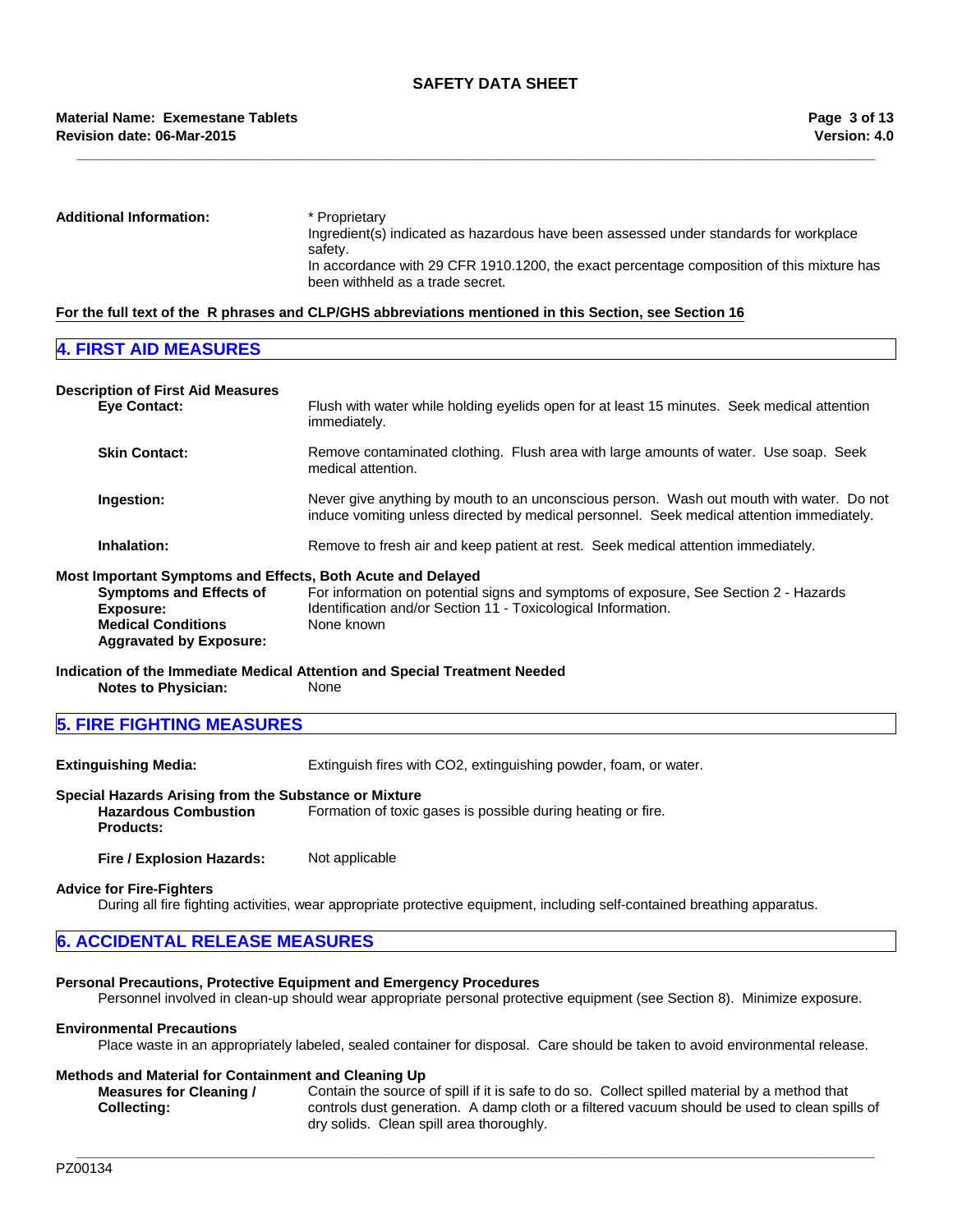**Additional Information:** * Proprietary
Ingredient(s) indicated as hazardous have been assessed under standards for workplace safety.
In accordance with 29 CFR 1910.1200, the exact percentage composition of this mixture has been withheld as a trade secret.

**For the full text of the R phrases and CLP/GHS abbreviations mentioned in this Section, see Section 16**

## 4. FIRST AID MEASURES

**Description of First Aid Measures**

**Eye Contact:** Flush with water while holding eyelids open for at least 15 minutes. Seek medical attention immediately.

**Skin Contact:** Remove contaminated clothing. Flush area with large amounts of water. Use soap. Seek medical attention.

**Ingestion:** Never give anything by mouth to an unconscious person. Wash out mouth with water. Do not induce vomiting unless directed by medical personnel. Seek medical attention immediately.

**Inhalation:** Remove to fresh air and keep patient at rest. Seek medical attention immediately.

**Most Important Symptoms and Effects, Both Acute and Delayed**

**Symptoms and Effects of Exposure:** For information on potential signs and symptoms of exposure, See Section 2 - Hazards Identification and/or Section 11 - Toxicological Information.

**Medical Conditions Aggravated by Exposure:** None known

**Indication of the Immediate Medical Attention and Special Treatment Needed**

**Notes to Physician:** None

## 5. FIRE FIGHTING MEASURES

**Extinguishing Media:** Extinguish fires with CO2, extinguishing powder, foam, or water.

**Special Hazards Arising from the Substance or Mixture**

**Hazardous Combustion Products:** Formation of toxic gases is possible during heating or fire.

**Fire / Explosion Hazards:** Not applicable

**Advice for Fire-Fighters**

During all fire fighting activities, wear appropriate protective equipment, including self-contained breathing apparatus.

## 6. ACCIDENTAL RELEASE MEASURES

**Personal Precautions, Protective Equipment and Emergency Procedures**

Personnel involved in clean-up should wear appropriate personal protective equipment (see Section 8). Minimize exposure.

**Environmental Precautions**

Place waste in an appropriately labeled, sealed container for disposal. Care should be taken to avoid environmental release.

**Methods and Material for Containment and Cleaning Up**

**Measures for Cleaning / Collecting:** Contain the source of spill if it is safe to do so. Collect spilled material by a method that controls dust generation. A damp cloth or a filtered vacuum should be used to clean spills of dry solids. Clean spill area thoroughly.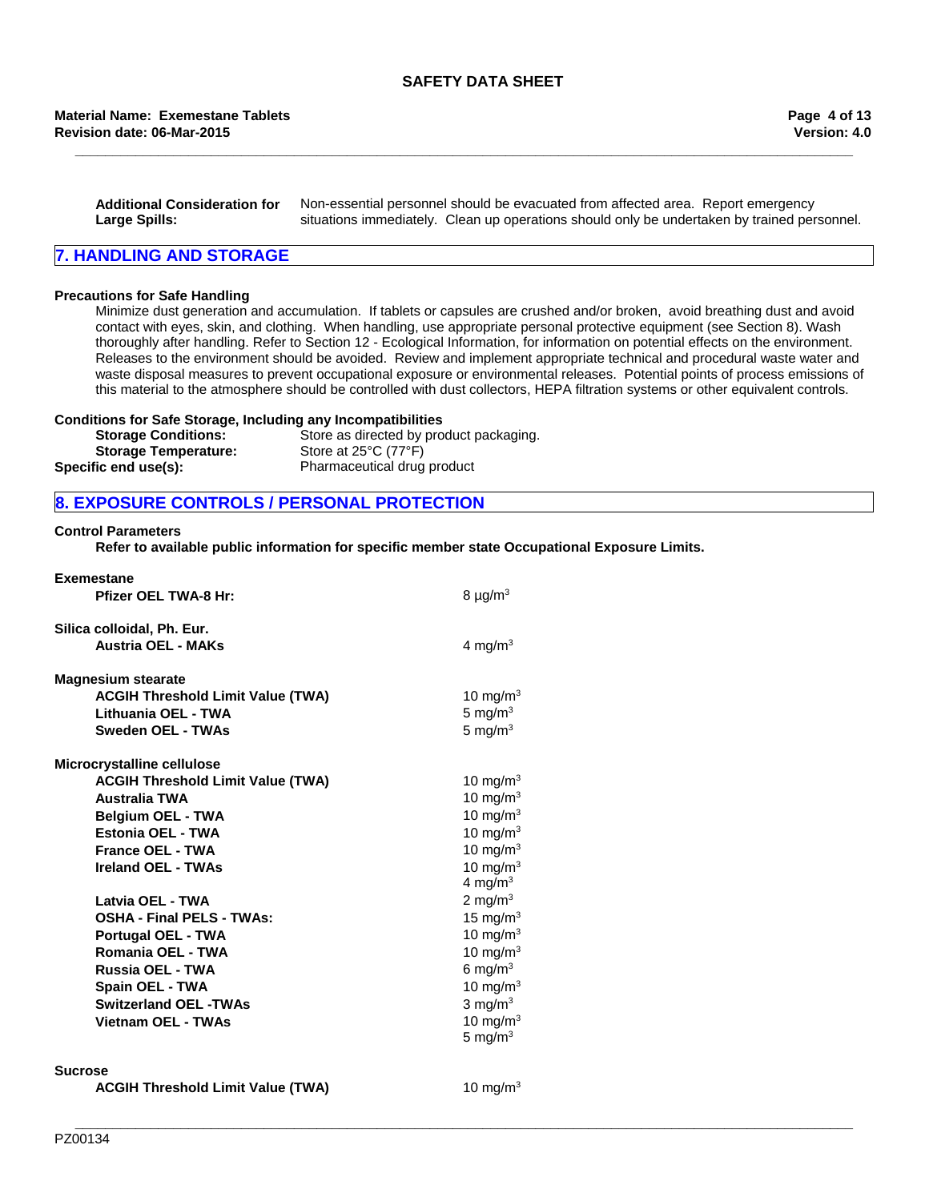**Additional Consideration for Large Spills:** Non-essential personnel should be evacuated from affected area. Report emergency situations immediately. Clean up operations should only be undertaken by trained personnel.

## 7. HANDLING AND STORAGE

**Precautions for Safe Handling**

Minimize dust generation and accumulation. If tablets or capsules are crushed and/or broken, avoid breathing dust and avoid contact with eyes, skin, and clothing. When handling, use appropriate personal protective equipment (see Section 8). Wash thoroughly after handling. Refer to Section 12 - Ecological Information, for information on potential effects on the environment. Releases to the environment should be avoided. Review and implement appropriate technical and procedural waste water and waste disposal measures to prevent occupational exposure or environmental releases. Potential points of process emissions of this material to the atmosphere should be controlled with dust collectors, HEPA filtration systems or other equivalent controls.

**Conditions for Safe Storage, Including any Incompatibilities**

**Storage Conditions:** Store as directed by product packaging.
**Storage Temperature:** Store at 25°C (77°F)
**Specific end use(s):** Pharmaceutical drug product

## 8. EXPOSURE CONTROLS / PERSONAL PROTECTION

**Control Parameters**

**Refer to available public information for specific member state Occupational Exposure Limits.**

**Exemestane**

| | |
|---|---|
| **Pfizer OEL TWA-8 Hr:** | 8 µg/m$^3$ |

**Silica colloidal, Ph. Eur.**

| | |
|---|---|
| **Austria OEL - MAKs** | 4 mg/m$^3$ |

**Magnesium stearate**

| | |
|---|---|
| **ACGIH Threshold Limit Value (TWA)** | 10 mg/m$^3$ |
| **Lithuania OEL - TWA** | 5 mg/m$^3$ |
| **Sweden OEL - TWAs** | 5 mg/m$^3$ |

**Microcrystalline cellulose**

| | |
|---|---|
| **ACGIH Threshold Limit Value (TWA)** | 10 mg/m$^3$ |
| **Australia TWA** | 10 mg/m$^3$ |
| **Belgium OEL - TWA** | 10 mg/m$^3$ |
| **Estonia OEL - TWA** | 10 mg/m$^3$ |
| **France OEL - TWA** | 10 mg/m$^3$ |
| **Ireland OEL - TWAs** | 10 mg/m$^3$<br>4 mg/m$^3$ |
| **Latvia OEL - TWA** | 2 mg/m$^3$ |
| **OSHA - Final PELS - TWAs:** | 15 mg/m$^3$ |
| **Portugal OEL - TWA** | 10 mg/m$^3$ |
| **Romania OEL - TWA** | 10 mg/m$^3$ |
| **Russia OEL - TWA** | 6 mg/m$^3$ |
| **Spain OEL - TWA** | 10 mg/m$^3$ |
| **Switzerland OEL -TWAs** | 3 mg/m$^3$ |
| **Vietnam OEL - TWAs** | 10 mg/m$^3$<br>5 mg/m$^3$ |

**Sucrose**

| | |
|---|---|
| **ACGIH Threshold Limit Value (TWA)** | 10 mg/m$^3$ |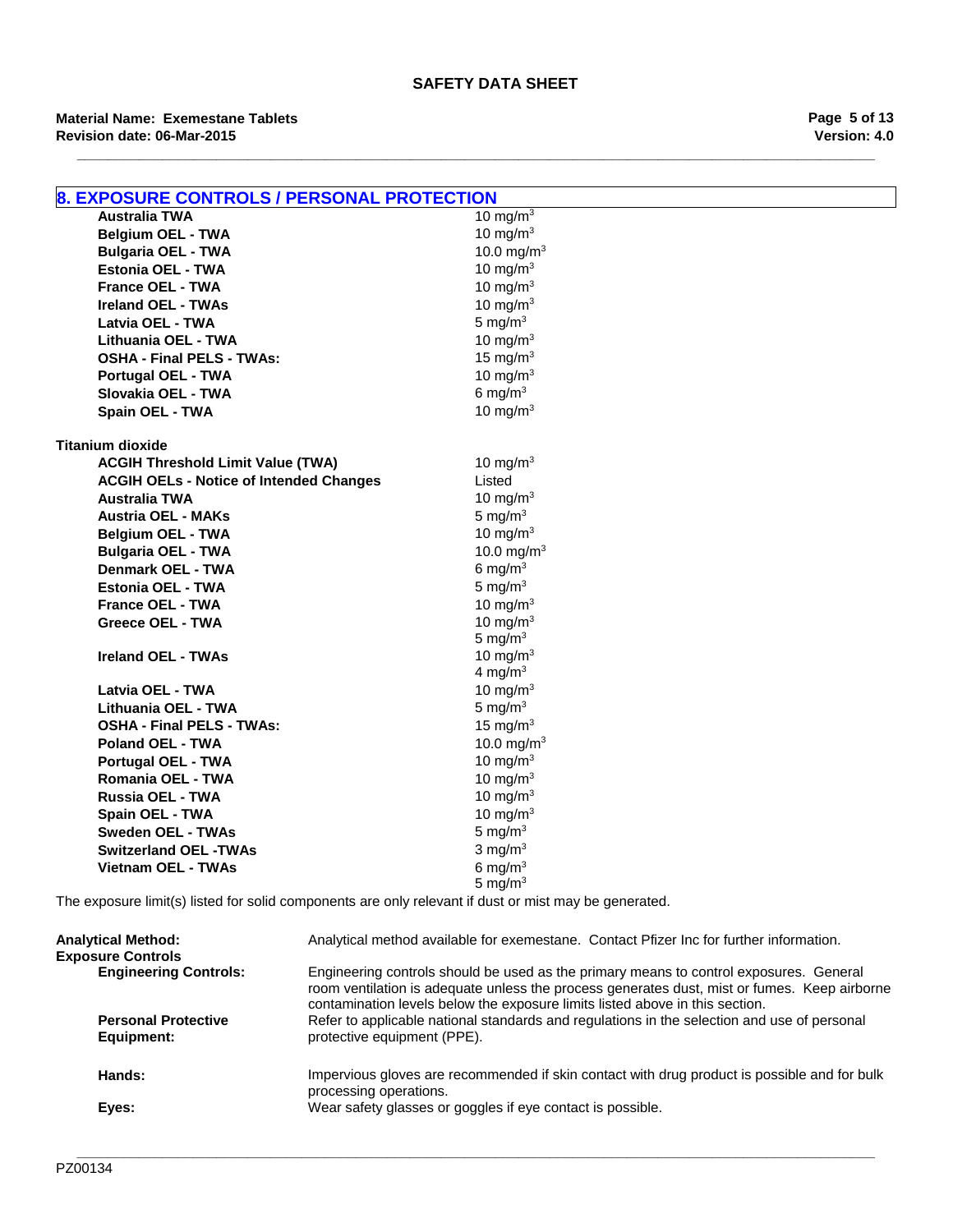## 8. EXPOSURE CONTROLS / PERSONAL PROTECTION

| | |
|---|---|
| **Australia TWA** | 10 $mg/m^3$ |
| **Belgium OEL - TWA** | 10 $mg/m^3$ |
| **Bulgaria OEL - TWA** | 10.0 $mg/m^3$ |
| **Estonia OEL - TWA** | 10 $mg/m^3$ |
| **France OEL - TWA** | 10 $mg/m^3$ |
| **Ireland OEL - TWAs** | 10 $mg/m^3$ |
| **Latvia OEL - TWA** | 5 $mg/m^3$ |
| **Lithuania OEL - TWA** | 10 $mg/m^3$ |
| **OSHA - Final PELS - TWAs:** | 15 $mg/m^3$ |
| **Portugal OEL - TWA** | 10 $mg/m^3$ |
| **Slovakia OEL - TWA** | 6 $mg/m^3$ |
| **Spain OEL - TWA** | 10 $mg/m^3$ |

**Titanium dioxide**

| | |
|---|---|
| **ACGIH Threshold Limit Value (TWA)** | 10 $mg/m^3$ |
| **ACGIH OELs - Notice of Intended Changes** | Listed |
| **Australia TWA** | 10 $mg/m^3$ |
| **Austria OEL - MAKs** | 5 $mg/m^3$ |
| **Belgium OEL - TWA** | 10 $mg/m^3$ |
| **Bulgaria OEL - TWA** | 10.0 $mg/m^3$ |
| **Denmark OEL - TWA** | 6 $mg/m^3$ |
| **Estonia OEL - TWA** | 5 $mg/m^3$ |
| **France OEL - TWA** | 10 $mg/m^3$ |
| **Greece OEL - TWA** | 10 $mg/m^3$ |
| | 5 $mg/m^3$ |
| **Ireland OEL - TWAs** | 10 $mg/m^3$ |
| | 4 $mg/m^3$ |
| **Latvia OEL - TWA** | 10 $mg/m^3$ |
| **Lithuania OEL - TWA** | 5 $mg/m^3$ |
| **OSHA - Final PELS - TWAs:** | 15 $mg/m^3$ |
| **Poland OEL - TWA** | 10.0 $mg/m^3$ |
| **Portugal OEL - TWA** | 10 $mg/m^3$ |
| **Romania OEL - TWA** | 10 $mg/m^3$ |
| **Russia OEL - TWA** | 10 $mg/m^3$ |
| **Spain OEL - TWA** | 10 $mg/m^3$ |
| **Sweden OEL - TWAs** | 5 $mg/m^3$ |
| **Switzerland OEL -TWAs** | 3 $mg/m^3$ |
| **Vietnam OEL - TWAs** | 6 $mg/m^3$ |
| | 5 $mg/m^3$ |

The exposure limit(s) listed for solid components are only relevant if dust or mist may be generated.

**Analytical Method:** Analytical method available for exemestane. Contact Pfizer Inc for further information.

**Exposure Controls**

**Engineering Controls:** Engineering controls should be used as the primary means to control exposures. General room ventilation is adequate unless the process generates dust, mist or fumes. Keep airborne contamination levels below the exposure limits listed above in this section.

**Personal Protective Equipment:** Refer to applicable national standards and regulations in the selection and use of personal protective equipment (PPE).

**Hands:** Impervious gloves are recommended if skin contact with drug product is possible and for bulk processing operations.

**Eyes:** Wear safety glasses or goggles if eye contact is possible.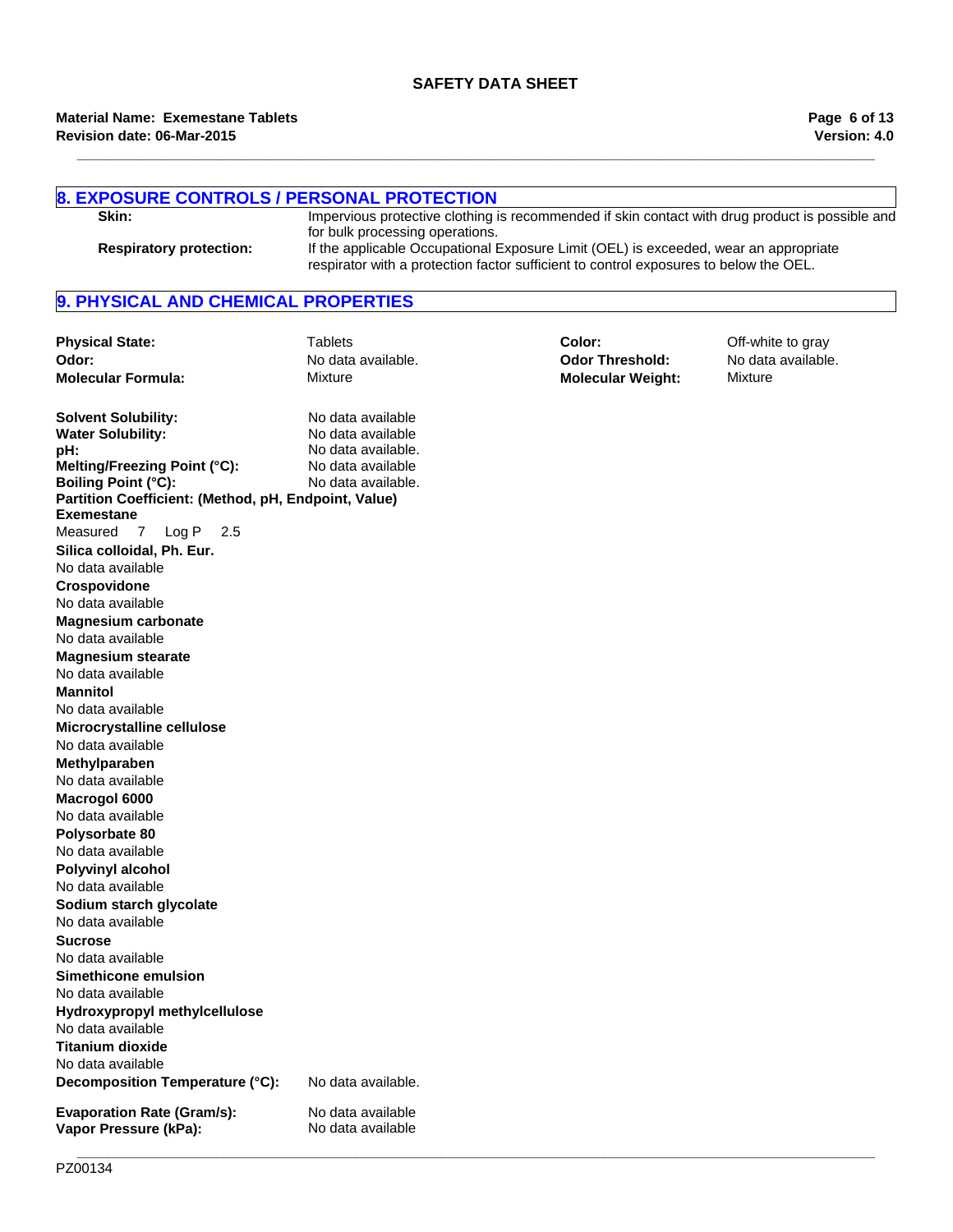## 8. EXPOSURE CONTROLS / PERSONAL PROTECTION

**Skin:** Impervious protective clothing is recommended if skin contact with drug product is possible and for bulk processing operations.

**Respiratory protection:** If the applicable Occupational Exposure Limit (OEL) is exceeded, wear an appropriate respirator with a protection factor sufficient to control exposures to below the OEL.

## 9. PHYSICAL AND CHEMICAL PROPERTIES

| | | | |
|---|---|---|---|
| **Physical State:** | Tablets | **Color:** | Off-white to gray |
| **Odor:** | No data available. | **Odor Threshold:** | No data available. |
| **Molecular Formula:** | Mixture | **Molecular Weight:** | Mixture |

**Solvent Solubility:** No data available
**Water Solubility:** No data available
**pH:** No data available.
**Melting/Freezing Point (°C):** No data available
**Boiling Point (°C):** No data available.

**Partition Coefficient: (Method, pH, Endpoint, Value)**

**Exemestane**
Measured 7 Log P 2.5

**Silica colloidal, Ph. Eur.**
No data available

**Crospovidone**
No data available

**Magnesium carbonate**
No data available

**Magnesium stearate**
No data available

**Mannitol**
No data available

**Microcrystalline cellulose**
No data available

**Methylparaben**
No data available

**Macrogol 6000**
No data available

**Polysorbate 80**
No data available

**Polyvinyl alcohol**
No data available

**Sodium starch glycolate**
No data available

**Sucrose**
No data available

**Simethicone emulsion**
No data available

**Hydroxypropyl methylcellulose**
No data available

**Titanium dioxide**
No data available

**Decomposition Temperature (°C):** No data available.

**Evaporation Rate (Gram/s):** No data available
**Vapor Pressure (kPa):** No data available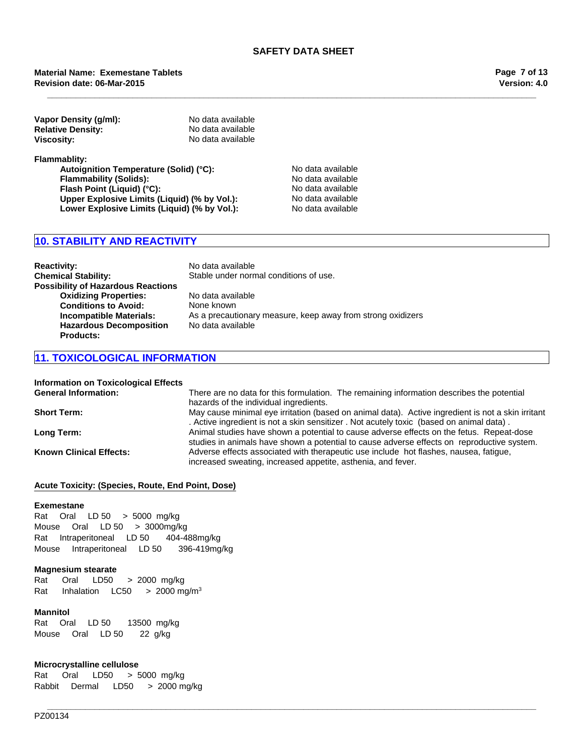| | |
|---|---|
| **Vapor Density (g/ml):** | No data available |
| **Relative Density:** | No data available |
| **Viscosity:** | No data available |

**Flammablity:**

| | |
|---|---|
| **Autoignition Temperature (Solid) (°C):** | No data available |
| **Flammability (Solids):** | No data available |
| **Flash Point (Liquid) (°C):** | No data available |
| **Upper Explosive Limits (Liquid) (% by Vol.):** | No data available |
| **Lower Explosive Limits (Liquid) (% by Vol.):** | No data available |

## 10. STABILITY AND REACTIVITY

| | |
|---|---|
| **Reactivity:** | No data available |
| **Chemical Stability:** | Stable under normal conditions of use. |
| **Possibility of Hazardous Reactions** | |
| **Oxidizing Properties:** | No data available |
| **Conditions to Avoid:** | None known |
| **Incompatible Materials:** | As a precautionary measure, keep away from strong oxidizers |
| **Hazardous Decomposition Products:** | No data available |

## 11. TOXICOLOGICAL INFORMATION

**Information on Toxicological Effects**

| | |
|---|---|
| **General Information:** | There are no data for this formulation. The remaining information describes the potential hazards of the individual ingredients. |
| **Short Term:** | May cause minimal eye irritation (based on animal data). Active ingredient is not a skin irritant . Active ingredient is not a skin sensitizer . Not acutely toxic (based on animal data) . |
| **Long Term:** | Animal studies have shown a potential to cause adverse effects on the fetus. Repeat-dose studies in animals have shown a potential to cause adverse effects on reproductive system. |
| **Known Clinical Effects:** | Adverse effects associated with therapeutic use include hot flashes, nausea, fatigue, increased sweating, increased appetite, asthenia, and fever. |

**Acute Toxicity: (Species, Route, End Point, Dose)**

**Exemestane**

Rat Oral LD 50 > 5000 mg/kg
Mouse Oral LD 50 > 3000mg/kg
Rat Intraperitoneal LD 50 404-488mg/kg
Mouse Intraperitoneal LD 50 396-419mg/kg

**Magnesium stearate**

Rat Oral LD50 > 2000 mg/kg
Rat Inhalation LC50 > 2000 mg/m$^3$

**Mannitol**

Rat Oral LD 50 13500 mg/kg
Mouse Oral LD 50 22 g/kg

**Microcrystalline cellulose**

Rat Oral LD50 > 5000 mg/kg
Rabbit Dermal LD50 > 2000 mg/kg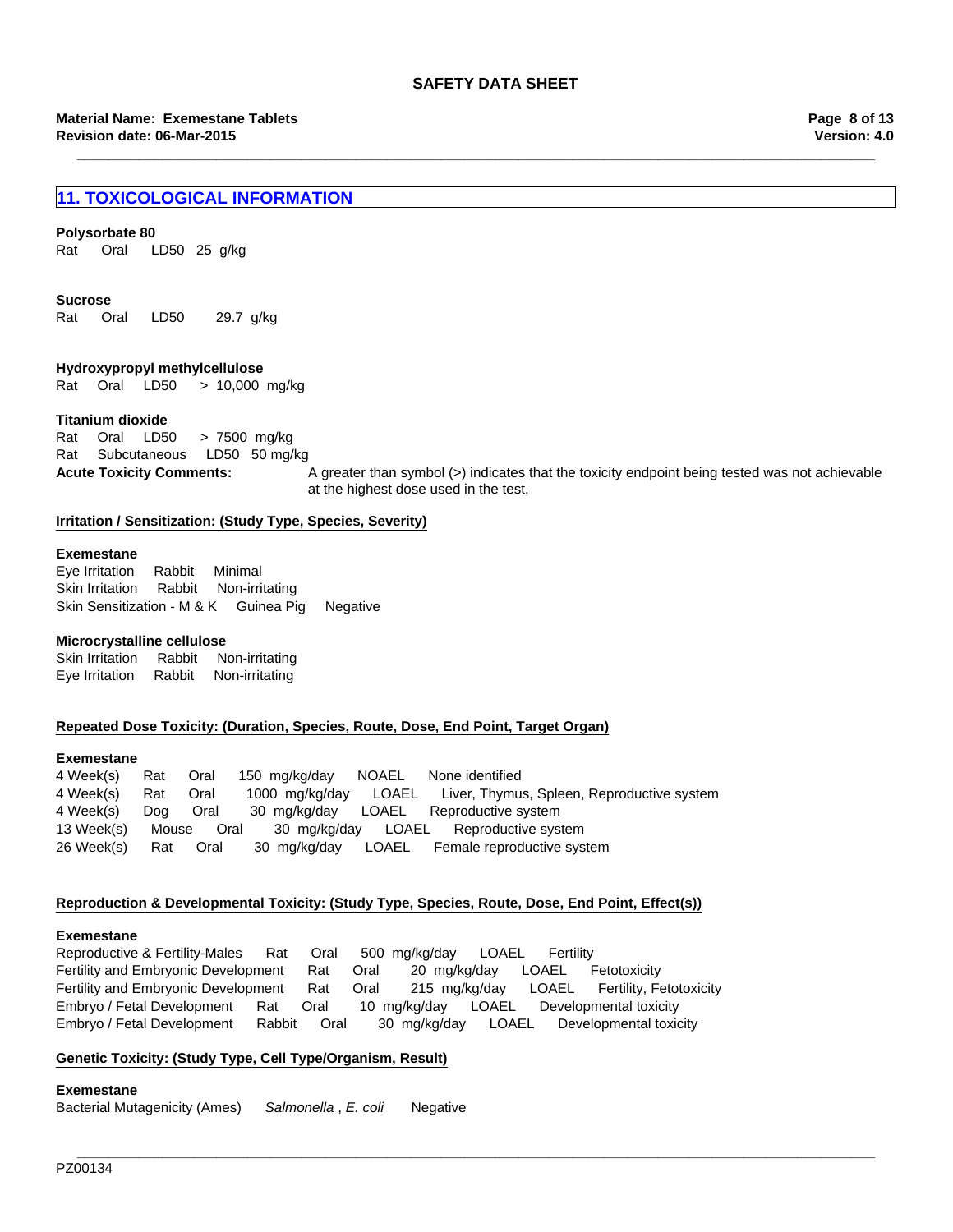## 11. TOXICOLOGICAL INFORMATION

**Polysorbate 80**
Rat Oral LD50 25 g/kg

**Sucrose**
Rat Oral LD50 29.7 g/kg

**Hydroxypropyl methylcellulose**
Rat Oral LD50 > 10,000 mg/kg

**Titanium dioxide**
Rat Oral LD50 > 7500 mg/kg
Rat Subcutaneous LD50 50 mg/kg

**Acute Toxicity Comments:** A greater than symbol (>) indicates that the toxicity endpoint being tested was not achievable at the highest dose used in the test.

**Irritation / Sensitization: (Study Type, Species, Severity)**

**Exemestane**
Eye Irritation Rabbit Minimal
Skin Irritation Rabbit Non-irritating
Skin Sensitization - M & K Guinea Pig Negative

**Microcrystalline cellulose**
Skin Irritation Rabbit Non-irritating
Eye Irritation Rabbit Non-irritating

**Repeated Dose Toxicity: (Duration, Species, Route, Dose, End Point, Target Organ)**

**Exemestane**

| Duration | Species | Route | Dose | End Point | Target Organ |
|---|---|---|---|---|---|
| 4 Week(s) | Rat | Oral | 150 mg/kg/day | NOAEL | None identified |
| 4 Week(s) | Rat | Oral | 1000 mg/kg/day | LOAEL | Liver, Thymus, Spleen, Reproductive system |
| 4 Week(s) | Dog | Oral | 30 mg/kg/day | LOAEL | Reproductive system |
| 13 Week(s) | Mouse | Oral | 30 mg/kg/day | LOAEL | Reproductive system |
| 26 Week(s) | Rat | Oral | 30 mg/kg/day | LOAEL | Female reproductive system |

**Reproduction & Developmental Toxicity: (Study Type, Species, Route, Dose, End Point, Effect(s))**

**Exemestane**

| Study Type | Species | Route | Dose | End Point | Effect(s) |
|---|---|---|---|---|---|
| Reproductive & Fertility-Males | Rat | Oral | 500 mg/kg/day | LOAEL | Fertility |
| Fertility and Embryonic Development | Rat | Oral | 20 mg/kg/day | LOAEL | Fetotoxicity |
| Fertility and Embryonic Development | Rat | Oral | 215 mg/kg/day | LOAEL | Fertility, Fetotoxicity |
| Embryo / Fetal Development | Rat | Oral | 10 mg/kg/day | LOAEL | Developmental toxicity |
| Embryo / Fetal Development | Rabbit | Oral | 30 mg/kg/day | LOAEL | Developmental toxicity |

**Genetic Toxicity: (Study Type, Cell Type/Organism, Result)**

**Exemestane**
Bacterial Mutagenicity (Ames) *Salmonella* , *E. coli* Negative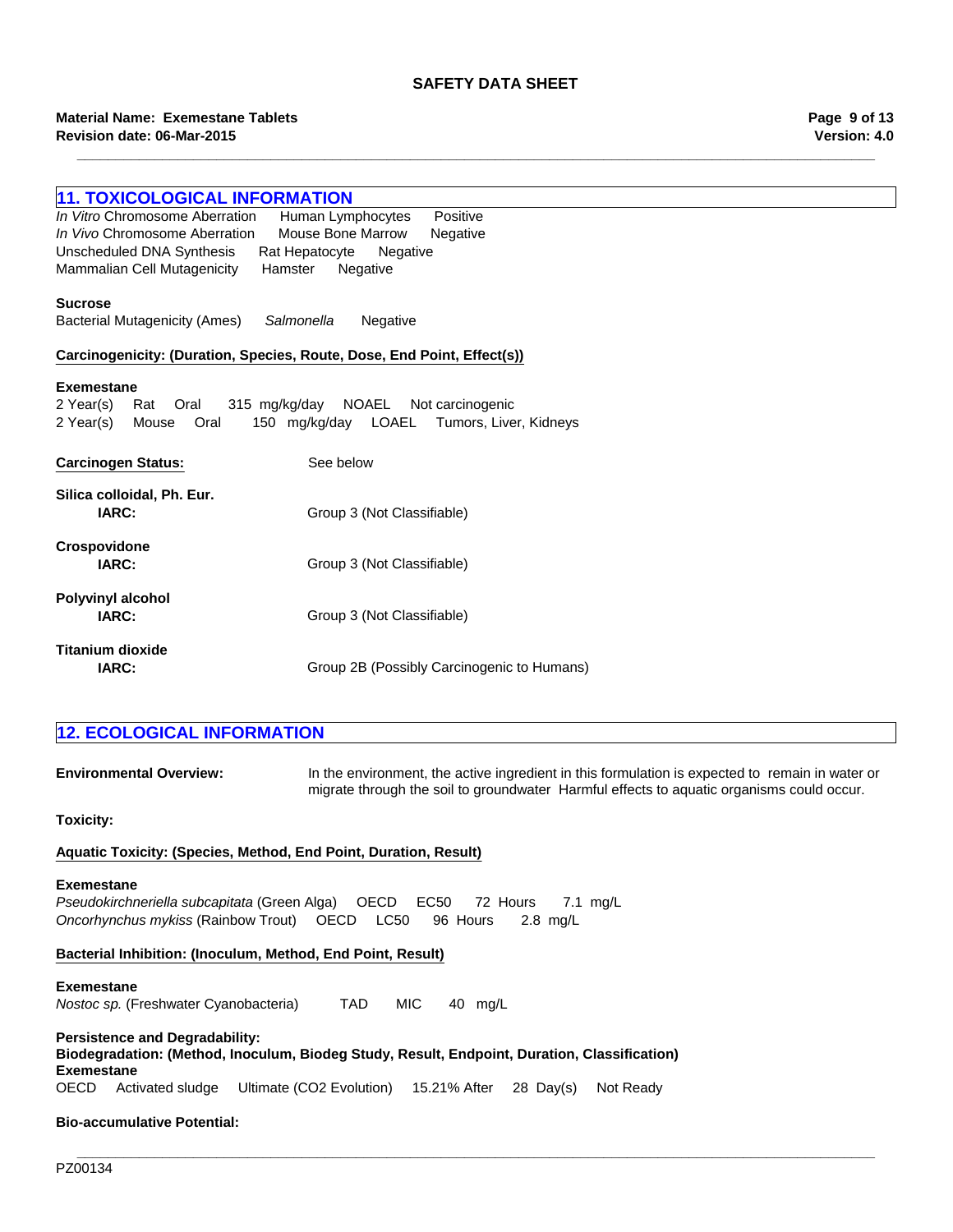## 11. TOXICOLOGICAL INFORMATION

*In Vitro* Chromosome Aberration    Human Lymphocytes    Positive
*In Vivo* Chromosome Aberration    Mouse Bone Marrow    Negative
Unscheduled DNA Synthesis    Rat Hepatocyte    Negative
Mammalian Cell Mutagenicity    Hamster    Negative

**Sucrose**
Bacterial Mutagenicity (Ames)    *Salmonella*    Negative

**Carcinogenicity: (Duration, Species, Route, Dose, End Point, Effect(s))**

**Exemestane**
2 Year(s)    Rat    Oral    315 mg/kg/day    NOAEL    Not carcinogenic
2 Year(s)    Mouse    Oral    150 mg/kg/day    LOAEL    Tumors, Liver, Kidneys

**Carcinogen Status:** See below

**Silica colloidal, Ph. Eur.**
**IARC:** Group 3 (Not Classifiable)

**Crospovidone**
**IARC:** Group 3 (Not Classifiable)

**Polyvinyl alcohol**
**IARC:** Group 3 (Not Classifiable)

**Titanium dioxide**
**IARC:** Group 2B (Possibly Carcinogenic to Humans)

## 12. ECOLOGICAL INFORMATION

**Environmental Overview:** In the environment, the active ingredient in this formulation is expected to remain in water or migrate through the soil to groundwater Harmful effects to aquatic organisms could occur.

**Toxicity:**

**Aquatic Toxicity: (Species, Method, End Point, Duration, Result)**

**Exemestane**
*Pseudokirchneriella subcapitata* (Green Alga)    OECD    EC50    72 Hours    7.1 mg/L
*Oncorhynchus mykiss* (Rainbow Trout)    OECD    LC50    96 Hours    2.8 mg/L

**Bacterial Inhibition: (Inoculum, Method, End Point, Result)**

**Exemestane**
*Nostoc sp.* (Freshwater Cyanobacteria)    TAD    MIC    40 mg/L

**Persistence and Degradability:**
**Biodegradation: (Method, Inoculum, Biodeg Study, Result, Endpoint, Duration, Classification)**
**Exemestane**
OECD    Activated sludge    Ultimate (CO2 Evolution)    15.21% After    28 Day(s)    Not Ready

**Bio-accumulative Potential:**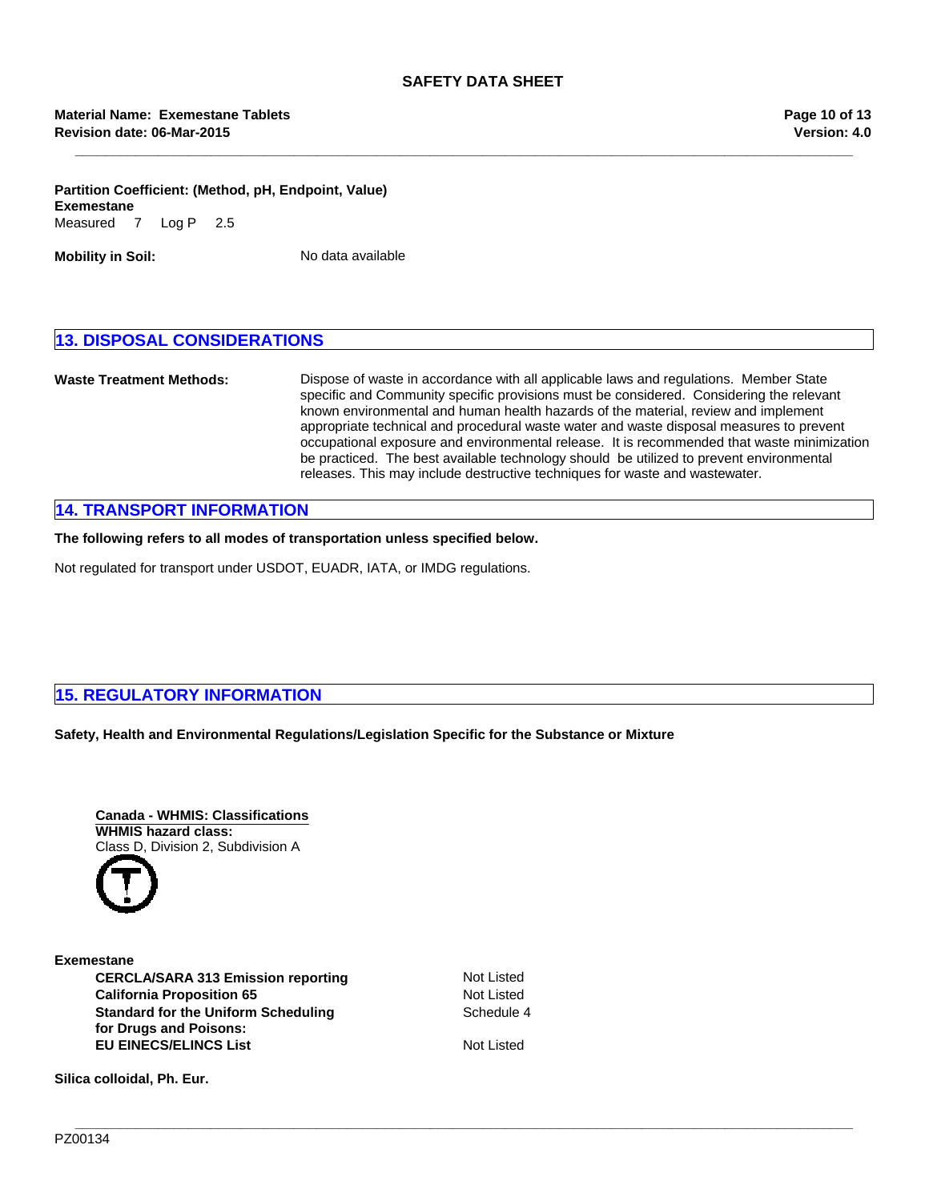**Partition Coefficient: (Method, pH, Endpoint, Value)**
**Exemestane**
Measured 7 Log P 2.5

**Mobility in Soil:** No data available

## 13. DISPOSAL CONSIDERATIONS

**Waste Treatment Methods:** Dispose of waste in accordance with all applicable laws and regulations. Member State specific and Community specific provisions must be considered. Considering the relevant known environmental and human health hazards of the material, review and implement appropriate technical and procedural waste water and waste disposal measures to prevent occupational exposure and environmental release. It is recommended that waste minimization be practiced. The best available technology should be utilized to prevent environmental releases. This may include destructive techniques for waste and wastewater.

## 14. TRANSPORT INFORMATION

**The following refers to all modes of transportation unless specified below.**

Not regulated for transport under USDOT, EUADR, IATA, or IMDG regulations.

## 15. REGULATORY INFORMATION

**Safety, Health and Environmental Regulations/Legislation Specific for the Substance or Mixture**

**Canada - WHMIS: Classifications**
**WHMIS hazard class:**
Class D, Division 2, Subdivision A

**Exemestane**

| | |
|---|---|
| **CERCLA/SARA 313 Emission reporting** | Not Listed |
| **California Proposition 65** | Not Listed |
| **Standard for the Uniform Scheduling for Drugs and Poisons:** | Schedule 4 |
| **EU EINECS/ELINCS List** | Not Listed |

**Silica colloidal, Ph. Eur.**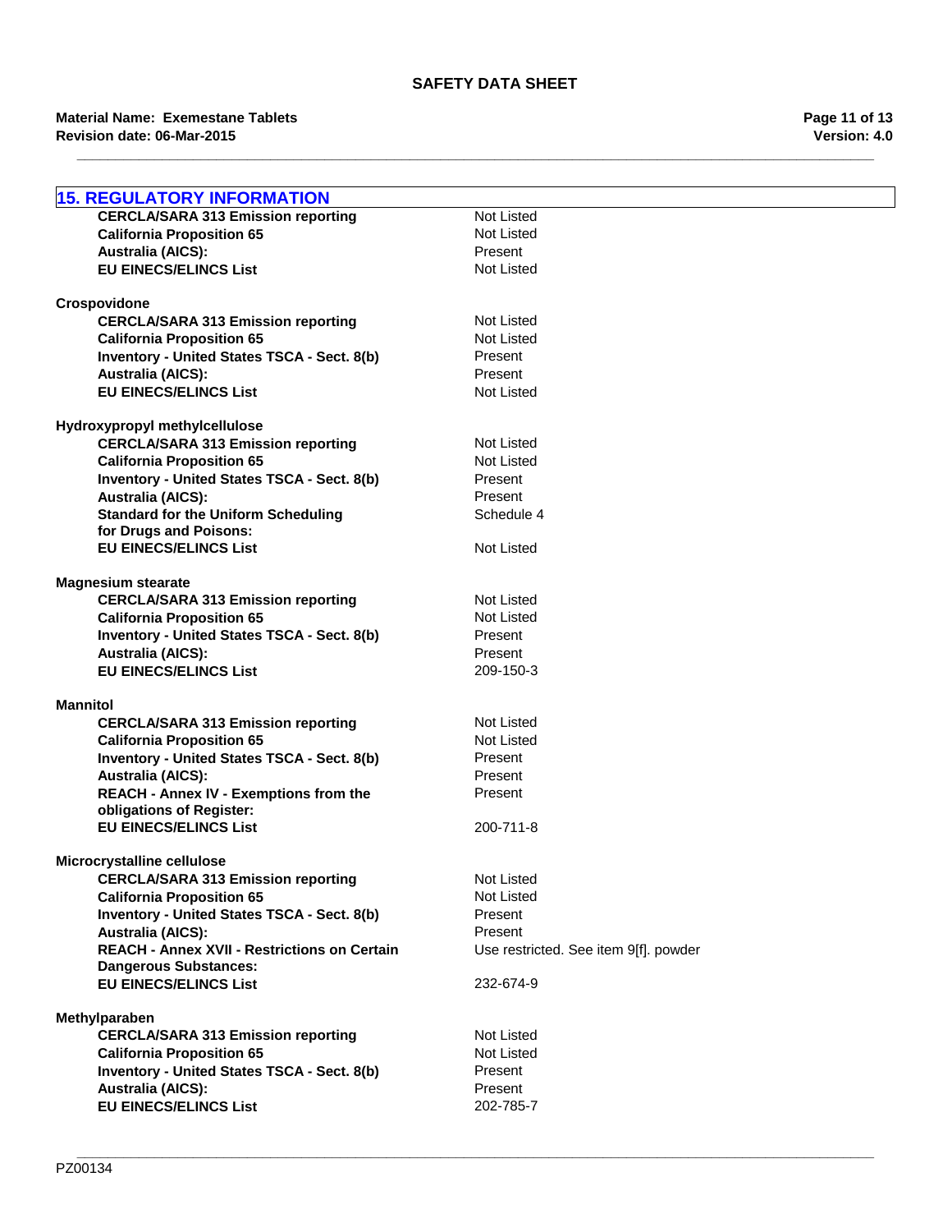## 15. REGULATORY INFORMATION

| | |
|---|---|
| **CERCLA/SARA 313 Emission reporting** | Not Listed |
| **California Proposition 65** | Not Listed |
| **Australia (AICS):** | Present |
| **EU EINECS/ELINCS List** | Not Listed |

**Crospovidone**

| | |
|---|---|
| **CERCLA/SARA 313 Emission reporting** | Not Listed |
| **California Proposition 65** | Not Listed |
| **Inventory - United States TSCA - Sect. 8(b)** | Present |
| **Australia (AICS):** | Present |
| **EU EINECS/ELINCS List** | Not Listed |

**Hydroxypropyl methylcellulose**

| | |
|---|---|
| **CERCLA/SARA 313 Emission reporting** | Not Listed |
| **California Proposition 65** | Not Listed |
| **Inventory - United States TSCA - Sect. 8(b)** | Present |
| **Australia (AICS):** | Present |
| **Standard for the Uniform Scheduling for Drugs and Poisons:** | Schedule 4 |
| **EU EINECS/ELINCS List** | Not Listed |

**Magnesium stearate**

| | |
|---|---|
| **CERCLA/SARA 313 Emission reporting** | Not Listed |
| **California Proposition 65** | Not Listed |
| **Inventory - United States TSCA - Sect. 8(b)** | Present |
| **Australia (AICS):** | Present |
| **EU EINECS/ELINCS List** | 209-150-3 |

**Mannitol**

| | |
|---|---|
| **CERCLA/SARA 313 Emission reporting** | Not Listed |
| **California Proposition 65** | Not Listed |
| **Inventory - United States TSCA - Sect. 8(b)** | Present |
| **Australia (AICS):** | Present |
| **REACH - Annex IV - Exemptions from the obligations of Register:** | Present |
| **EU EINECS/ELINCS List** | 200-711-8 |

**Microcrystalline cellulose**

| | |
|---|---|
| **CERCLA/SARA 313 Emission reporting** | Not Listed |
| **California Proposition 65** | Not Listed |
| **Inventory - United States TSCA - Sect. 8(b)** | Present |
| **Australia (AICS):** | Present |
| **REACH - Annex XVII - Restrictions on Certain Dangerous Substances:** | Use restricted. See item 9[f]. powder |
| **EU EINECS/ELINCS List** | 232-674-9 |

**Methylparaben**

| | |
|---|---|
| **CERCLA/SARA 313 Emission reporting** | Not Listed |
| **California Proposition 65** | Not Listed |
| **Inventory - United States TSCA - Sect. 8(b)** | Present |
| **Australia (AICS):** | Present |
| **EU EINECS/ELINCS List** | 202-785-7 |

PZ00134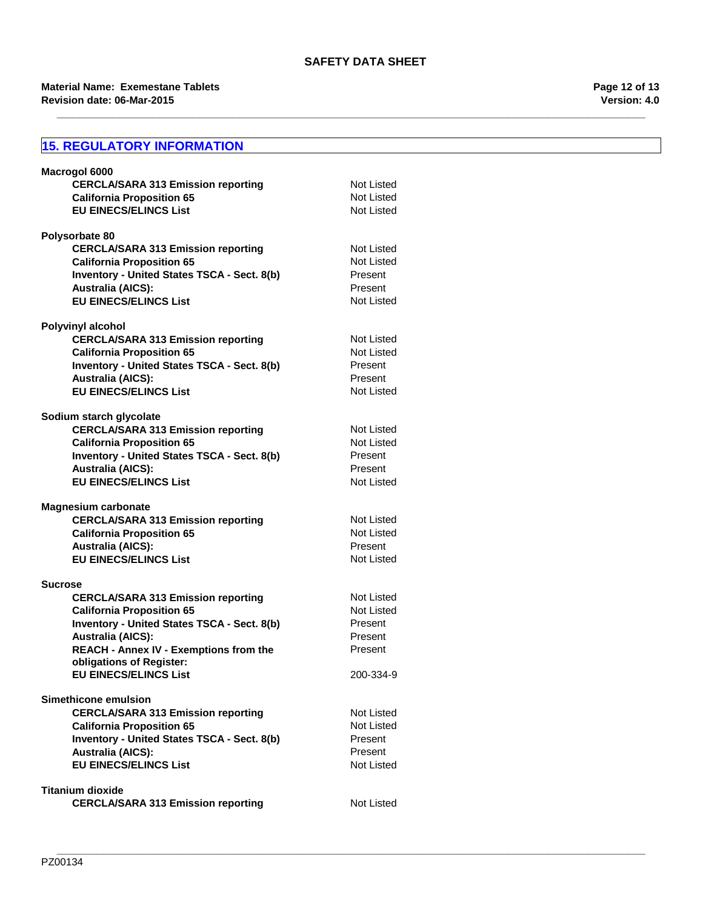## 15. REGULATORY INFORMATION

**Macrogol 6000**

| | |
|---|---|
| **CERCLA/SARA 313 Emission reporting** | Not Listed |
| **California Proposition 65** | Not Listed |
| **EU EINECS/ELINCS List** | Not Listed |

**Polysorbate 80**

| | |
|---|---|
| **CERCLA/SARA 313 Emission reporting** | Not Listed |
| **California Proposition 65** | Not Listed |
| **Inventory - United States TSCA - Sect. 8(b)** | Present |
| **Australia (AICS):** | Present |
| **EU EINECS/ELINCS List** | Not Listed |

**Polyvinyl alcohol**

| | |
|---|---|
| **CERCLA/SARA 313 Emission reporting** | Not Listed |
| **California Proposition 65** | Not Listed |
| **Inventory - United States TSCA - Sect. 8(b)** | Present |
| **Australia (AICS):** | Present |
| **EU EINECS/ELINCS List** | Not Listed |

**Sodium starch glycolate**

| | |
|---|---|
| **CERCLA/SARA 313 Emission reporting** | Not Listed |
| **California Proposition 65** | Not Listed |
| **Inventory - United States TSCA - Sect. 8(b)** | Present |
| **Australia (AICS):** | Present |
| **EU EINECS/ELINCS List** | Not Listed |

**Magnesium carbonate**

| | |
|---|---|
| **CERCLA/SARA 313 Emission reporting** | Not Listed |
| **California Proposition 65** | Not Listed |
| **Australia (AICS):** | Present |
| **EU EINECS/ELINCS List** | Not Listed |

**Sucrose**

| | |
|---|---|
| **CERCLA/SARA 313 Emission reporting** | Not Listed |
| **California Proposition 65** | Not Listed |
| **Inventory - United States TSCA - Sect. 8(b)** | Present |
| **Australia (AICS):** | Present |
| **REACH - Annex IV - Exemptions from the obligations of Register:** | Present |
| **EU EINECS/ELINCS List** | 200-334-9 |

**Simethicone emulsion**

| | |
|---|---|
| **CERCLA/SARA 313 Emission reporting** | Not Listed |
| **California Proposition 65** | Not Listed |
| **Inventory - United States TSCA - Sect. 8(b)** | Present |
| **Australia (AICS):** | Present |
| **EU EINECS/ELINCS List** | Not Listed |

**Titanium dioxide**

| | |
|---|---|
| **CERCLA/SARA 313 Emission reporting** | Not Listed |

PZ00134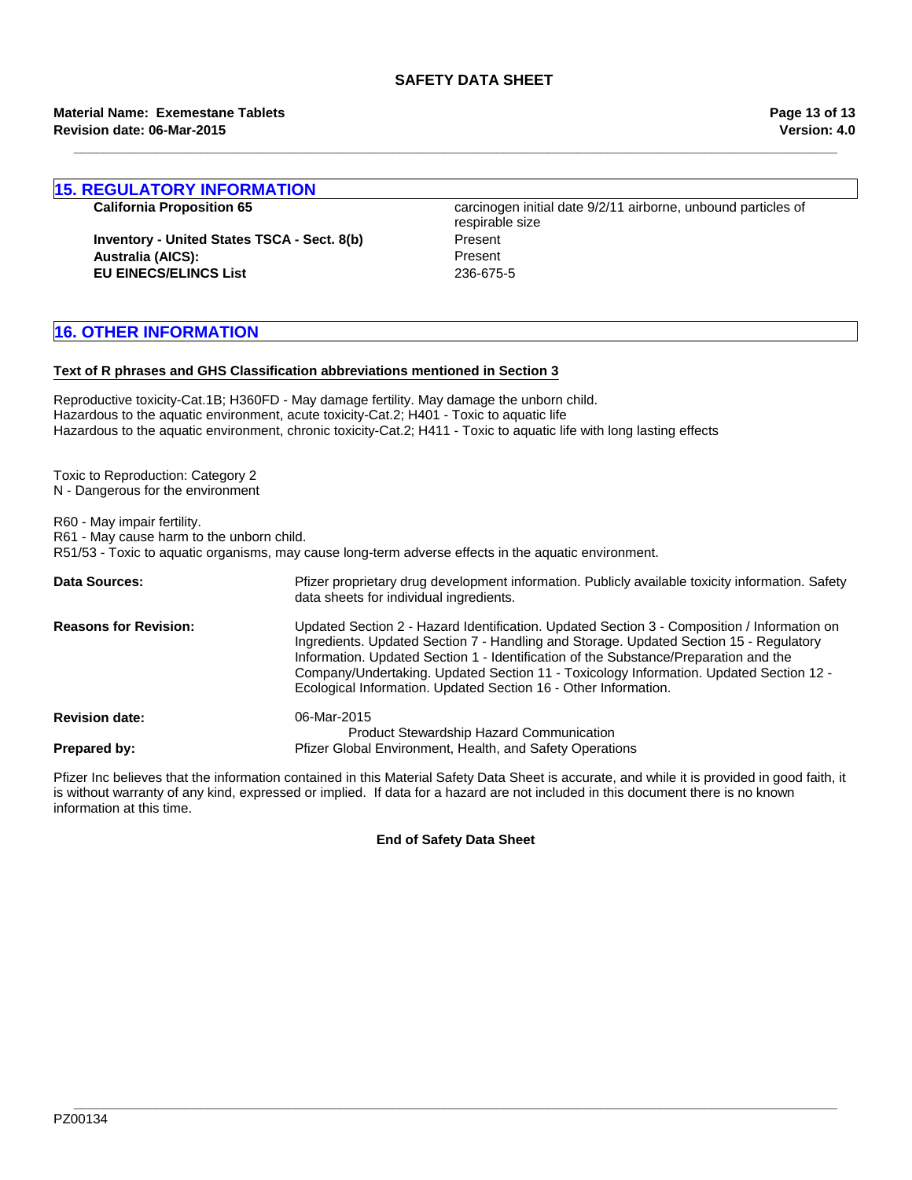## 15. REGULATORY INFORMATION

| | |
|---|---|
| **California Proposition 65** | carcinogen initial date 9/2/11 airborne, unbound particles of respirable size |
| **Inventory - United States TSCA - Sect. 8(b)** | Present |
| **Australia (AICS):** | Present |
| **EU EINECS/ELINCS List** | 236-675-5 |

## 16. OTHER INFORMATION

**Text of R phrases and GHS Classification abbreviations mentioned in Section 3**

Reproductive toxicity-Cat.1B; H360FD - May damage fertility. May damage the unborn child.
Hazardous to the aquatic environment, acute toxicity-Cat.2; H401 - Toxic to aquatic life
Hazardous to the aquatic environment, chronic toxicity-Cat.2; H411 - Toxic to aquatic life with long lasting effects

Toxic to Reproduction: Category 2
N - Dangerous for the environment

R60 - May impair fertility.
R61 - May cause harm to the unborn child.
R51/53 - Toxic to aquatic organisms, may cause long-term adverse effects in the aquatic environment.

**Data Sources:** Pfizer proprietary drug development information. Publicly available toxicity information. Safety data sheets for individual ingredients.

**Reasons for Revision:** Updated Section 2 - Hazard Identification. Updated Section 3 - Composition / Information on Ingredients. Updated Section 7 - Handling and Storage. Updated Section 15 - Regulatory Information. Updated Section 1 - Identification of the Substance/Preparation and the Company/Undertaking. Updated Section 11 - Toxicology Information. Updated Section 12 - Ecological Information. Updated Section 16 - Other Information.

**Revision date:** 06-Mar-2015

**Prepared by:** Product Stewardship Hazard Communication
Pfizer Global Environment, Health, and Safety Operations

Pfizer Inc believes that the information contained in this Material Safety Data Sheet is accurate, and while it is provided in good faith, it is without warranty of any kind, expressed or implied. If data for a hazard are not included in this document there is no known information at this time.

**End of Safety Data Sheet**